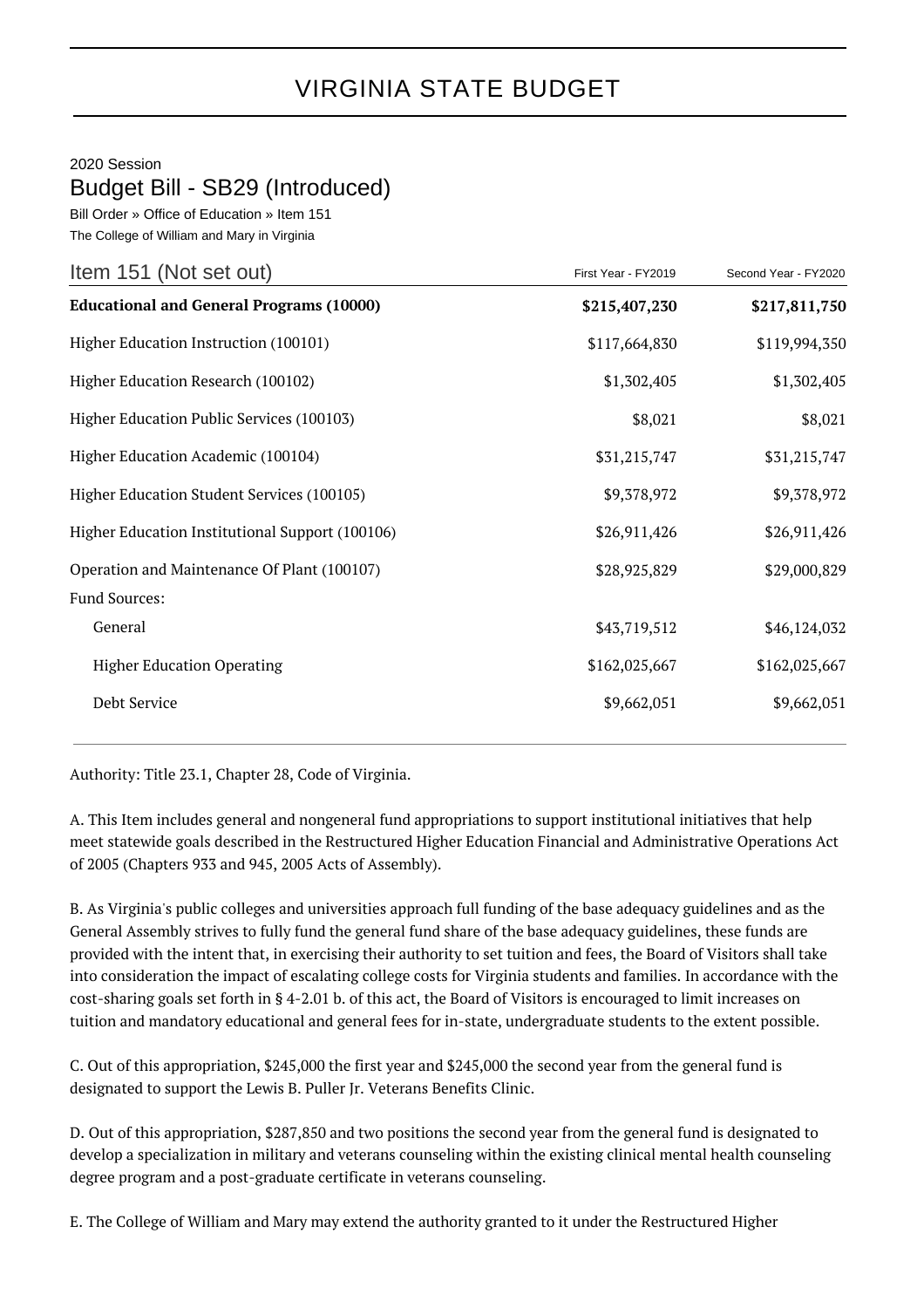# VIRGINIA STATE BUDGET

2020 Session

## Budget Bill - SB29 (Introduced)

Bill Order » Office of Education » Item 151

The College of William and Mary in Virginia

| Item 151 (Not set out) | First Year - FY2019 | Second Year - FY2020 |
|---|---|---|
| **Educational and General Programs (10000)** | **$215,407,230** | **$217,811,750** |
| Higher Education Instruction (100101) | $117,664,830 | $119,994,350 |
| Higher Education Research (100102) | $1,302,405 | $1,302,405 |
| Higher Education Public Services (100103) | $8,021 | $8,021 |
| Higher Education Academic (100104) | $31,215,747 | $31,215,747 |
| Higher Education Student Services (100105) | $9,378,972 | $9,378,972 |
| Higher Education Institutional Support (100106) | $26,911,426 | $26,911,426 |
| Operation and Maintenance Of Plant (100107) | $28,925,829 | $29,000,829 |
| Fund Sources: | | |
| General | $43,719,512 | $46,124,032 |
| Higher Education Operating | $162,025,667 | $162,025,667 |
| Debt Service | $9,662,051 | $9,662,051 |

Authority: Title 23.1, Chapter 28, Code of Virginia.

A. This Item includes general and nongeneral fund appropriations to support institutional initiatives that help meet statewide goals described in the Restructured Higher Education Financial and Administrative Operations Act of 2005 (Chapters 933 and 945, 2005 Acts of Assembly).

B. As Virginia's public colleges and universities approach full funding of the base adequacy guidelines and as the General Assembly strives to fully fund the general fund share of the base adequacy guidelines, these funds are provided with the intent that, in exercising their authority to set tuition and fees, the Board of Visitors shall take into consideration the impact of escalating college costs for Virginia students and families. In accordance with the cost-sharing goals set forth in § 4-2.01 b. of this act, the Board of Visitors is encouraged to limit increases on tuition and mandatory educational and general fees for in-state, undergraduate students to the extent possible.

C. Out of this appropriation, $245,000 the first year and $245,000 the second year from the general fund is designated to support the Lewis B. Puller Jr. Veterans Benefits Clinic.

D. Out of this appropriation, $287,850 and two positions the second year from the general fund is designated to develop a specialization in military and veterans counseling within the existing clinical mental health counseling degree program and a post-graduate certificate in veterans counseling.

E. The College of William and Mary may extend the authority granted to it under the Restructured Higher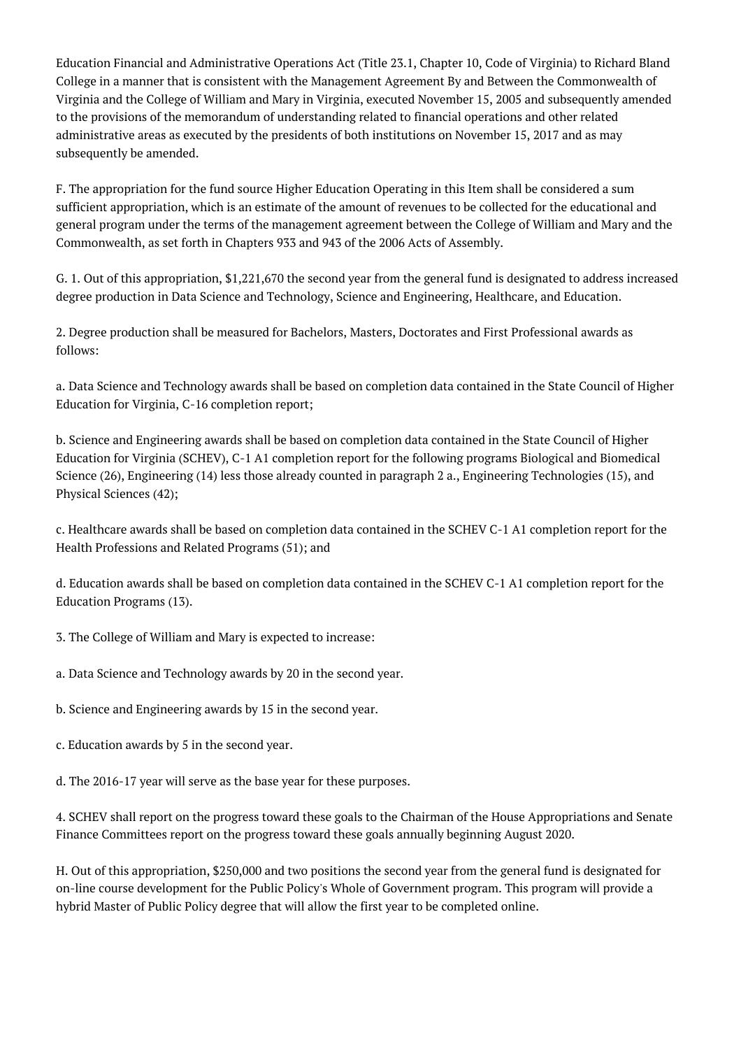Education Financial and Administrative Operations Act (Title 23.1, Chapter 10, Code of Virginia) to Richard Bland College in a manner that is consistent with the Management Agreement By and Between the Commonwealth of Virginia and the College of William and Mary in Virginia, executed November 15, 2005 and subsequently amended to the provisions of the memorandum of understanding related to financial operations and other related administrative areas as executed by the presidents of both institutions on November 15, 2017 and as may subsequently be amended.

F. The appropriation for the fund source Higher Education Operating in this Item shall be considered a sum sufficient appropriation, which is an estimate of the amount of revenues to be collected for the educational and general program under the terms of the management agreement between the College of William and Mary and the Commonwealth, as set forth in Chapters 933 and 943 of the 2006 Acts of Assembly.

G. 1. Out of this appropriation, $1,221,670 the second year from the general fund is designated to address increased degree production in Data Science and Technology, Science and Engineering, Healthcare, and Education.

2. Degree production shall be measured for Bachelors, Masters, Doctorates and First Professional awards as follows:

a. Data Science and Technology awards shall be based on completion data contained in the State Council of Higher Education for Virginia, C-16 completion report;

b. Science and Engineering awards shall be based on completion data contained in the State Council of Higher Education for Virginia (SCHEV), C-1 A1 completion report for the following programs Biological and Biomedical Science (26), Engineering (14) less those already counted in paragraph 2 a., Engineering Technologies (15), and Physical Sciences (42);

c. Healthcare awards shall be based on completion data contained in the SCHEV C-1 A1 completion report for the Health Professions and Related Programs (51); and

d. Education awards shall be based on completion data contained in the SCHEV C-1 A1 completion report for the Education Programs (13).

3. The College of William and Mary is expected to increase:

a. Data Science and Technology awards by 20 in the second year.

b. Science and Engineering awards by 15 in the second year.

c. Education awards by 5 in the second year.

d. The 2016-17 year will serve as the base year for these purposes.

4. SCHEV shall report on the progress toward these goals to the Chairman of the House Appropriations and Senate Finance Committees report on the progress toward these goals annually beginning August 2020.

H. Out of this appropriation, $250,000 and two positions the second year from the general fund is designated for on-line course development for the Public Policy's Whole of Government program. This program will provide a hybrid Master of Public Policy degree that will allow the first year to be completed online.